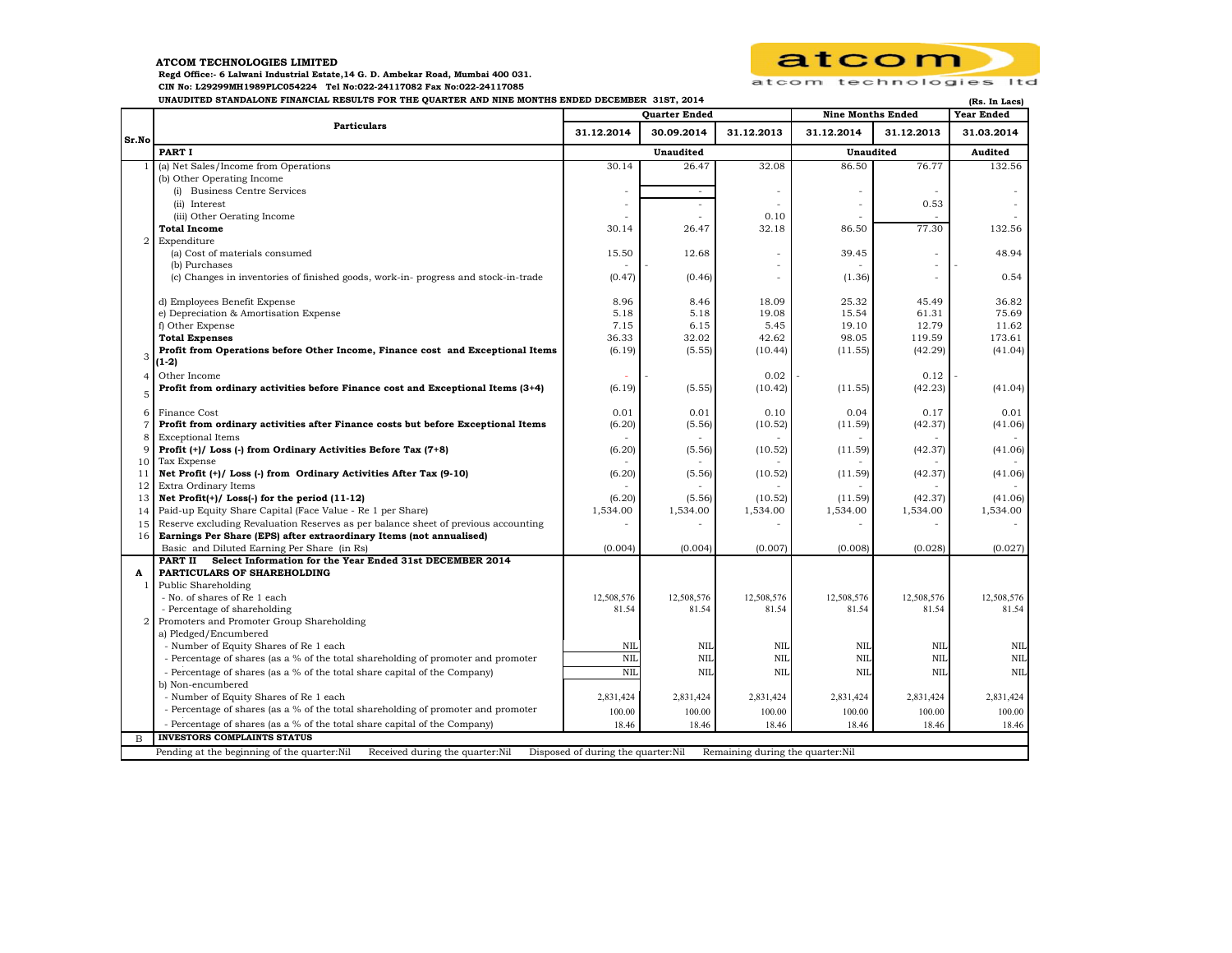**ATCOM TECHNOLOGIES LIMITED**

**Regd Office:- 6 Lalwani Industrial Estate,14 G. D. Ambekar Road, Mumbai 400 031.**

**CIN No: L29299MH1989PLC054224 Tel No:022-24117082 Fax No:022-24117085**

atcom technologies ltd

**UNAUDITED STANDALONE FINANCIAL RESULTS FOR THE QUARTER AND NINE MONTHS ENDED DECEMBER 31ST, 2014**

**(Rs. In Lacs)**

| Sr.No | Particulars | Quarter Ended | | | Nine Months Ended | | Year Ended |
|---|---|---|---|---|---|---|---|
| | | 31.12.2014 | 30.09.2014 | 31.12.2013 | 31.12.2014 | 31.12.2013 | 31.03.2014 |
| | **PART I** | Unaudited | | | Unaudited | | Audited |
| 1 | (a) Net Sales/Income from Operations | 30.14 | 26.47 | 32.08 | 86.50 | 76.77 | 132.56 |
| | (b) Other Operating Income | | | | | | |
| | (i) Business Centre Services | - | - | - | - | - | - |
| | (ii) Interest | - | - | - | - | 0.53 | - |
| | (iii) Other Oerating Income | - | - | 0.10 | - | - | - |
| | **Total Income** | 30.14 | 26.47 | 32.18 | 86.50 | 77.30 | 132.56 |
| 2 | Expenditure | | | | | | |
| | (a) Cost of materials consumed | 15.50 | 12.68 | - | 39.45 | - | 48.94 |
| | (b) Purchases | - | - | - | - | - | - |
| | (c) Changes in inventories of finished goods, work-in- progress and stock-in-trade | (0.47) | (0.46) | - | (1.36) | - | 0.54 |
| | d) Employees Benefit Expense | 8.96 | 8.46 | 18.09 | 25.32 | 45.49 | 36.82 |
| | e) Depreciation & Amortisation Expense | 5.18 | 5.18 | 19.08 | 15.54 | 61.31 | 75.69 |
| | f) Other Expense | 7.15 | 6.15 | 5.45 | 19.10 | 12.79 | 11.62 |
| | **Total Expenses** | 36.33 | 32.02 | 42.62 | 98.05 | 119.59 | 173.61 |
| 3 | **Profit from Operations before Other Income, Finance cost and Exceptional Items (1-2)** | (6.19) | (5.55) | (10.44) | (11.55) | (42.29) | (41.04) |
| 4 | Other Income | - | - | 0.02 | - | 0.12 | - |
| 5 | **Profit from ordinary activities before Finance cost and Exceptional Items (3+4)** | (6.19) | (5.55) | (10.42) | (11.55) | (42.23) | (41.04) |
| 6 | Finance Cost | 0.01 | 0.01 | 0.10 | 0.04 | 0.17 | 0.01 |
| 7 | **Profit from ordinary activities after Finance costs but before Exceptional Items** | (6.20) | (5.56) | (10.52) | (11.59) | (42.37) | (41.06) |
| 8 | Exceptional Items | - | - | - | - | - | - |
| 9 | **Profit (+)/ Loss (-) from Ordinary Activities Before Tax (7+8)** | (6.20) | (5.56) | (10.52) | (11.59) | (42.37) | (41.06) |
| 10 | Tax Expense | - | - | - | - | - | - |
| 11 | **Net Profit (+)/ Loss (-) from Ordinary Activities After Tax (9-10)** | (6.20) | (5.56) | (10.52) | (11.59) | (42.37) | (41.06) |
| 12 | Extra Ordinary Items | - | - | - | - | - | - |
| 13 | **Net Profit(+)/ Loss(-) for the period (11-12)** | (6.20) | (5.56) | (10.52) | (11.59) | (42.37) | (41.06) |
| 14 | Paid-up Equity Share Capital (Face Value - Re 1 per Share) | 1,534.00 | 1,534.00 | 1,534.00 | 1,534.00 | 1,534.00 | 1,534.00 |
| 15 | Reserve excluding Revaluation Reserves as per balance sheet of previous accounting | - | - | - | - | - | - |
| 16 | **Earnings Per Share (EPS) after extraordinary Items (not annualised)** | | | | | | |
| | Basic and Diluted Earning Per Share (in Rs) | (0.004) | (0.004) | (0.007) | (0.008) | (0.028) | (0.027) |
| | **PART II Select Information for the Year Ended 31st DECEMBER 2014** | | | | | | |
| **A** | **PARTICULARS OF SHAREHOLDING** | | | | | | |
| 1 | Public Shareholding | | | | | | |
| | - No. of shares of Re 1 each | 12,508,576 | 12,508,576 | 12,508,576 | 12,508,576 | 12,508,576 | 12,508,576 |
| | - Percentage of shareholding | 81.54 | 81.54 | 81.54 | 81.54 | 81.54 | 81.54 |
| 2 | Promoters and Promoter Group Shareholding | | | | | | |
| | a) Pledged/Encumbered | | | | | | |
| | - Number of Equity Shares of Re 1 each | NIL | NIL | NIL | NIL | NIL | NIL |
| | - Percentage of shares (as a % of the total shareholding of promoter and promoter | NIL | NIL | NIL | NIL | NIL | NIL |
| | - Percentage of shares (as a % of the total share capital of the Company) | NIL | NIL | NIL | NIL | NIL | NIL |
| | b) Non-encumbered | | | | | | |
| | - Number of Equity Shares of Re 1 each | 2,831,424 | 2,831,424 | 2,831,424 | 2,831,424 | 2,831,424 | 2,831,424 |
| | - Percentage of shares (as a % of the total shareholding of promoter and promoter | 100.00 | 100.00 | 100.00 | 100.00 | 100.00 | 100.00 |
| | - Percentage of shares (as a % of the total share capital of the Company) | 18.46 | 18.46 | 18.46 | 18.46 | 18.46 | 18.46 |
| B | **INVESTORS COMPLAINTS STATUS** | | | | | | |
| | Pending at the beginning of the quarter:Nil Received during the quarter:Nil Disposed of during the quarter:Nil Remaining during the quarter:Nil | | | | | | |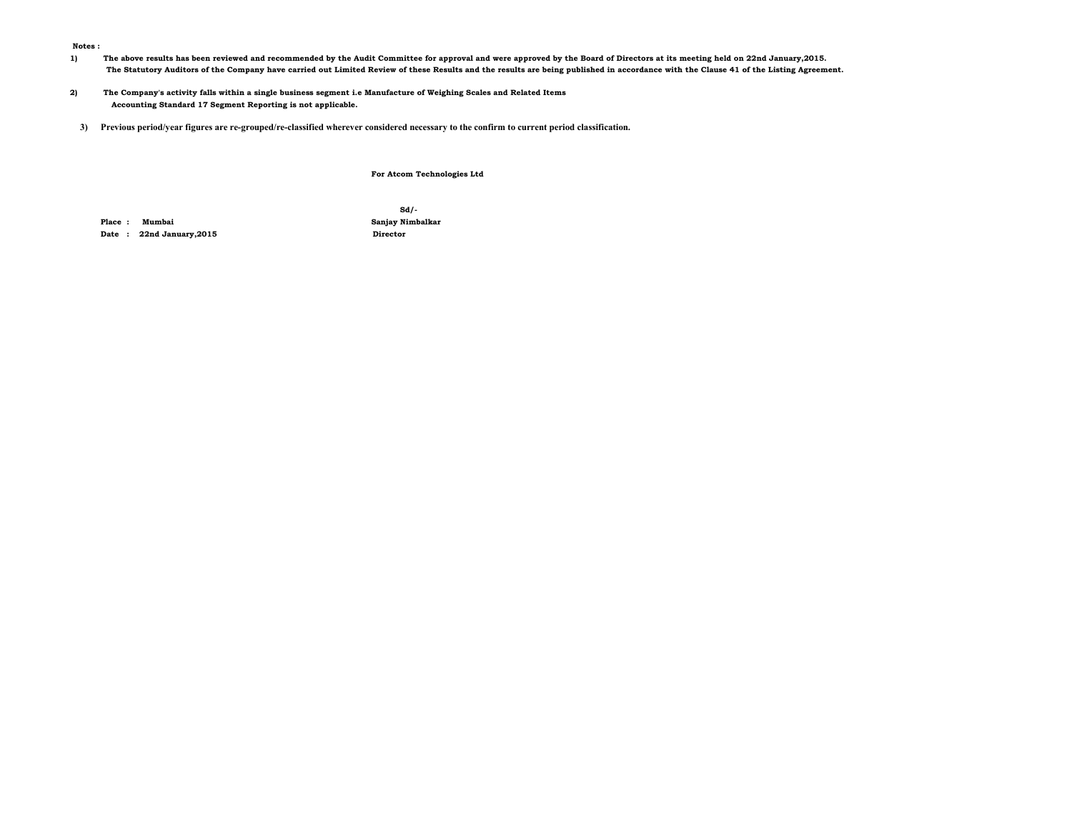**Notes :**

1) The above results has been reviewed and recommended by the Audit Committee for approval and were approved by the Board of Directors at its meeting held on 22nd January,2015.
The Statutory Auditors of the Company have carried out Limited Review of these Results and the results are being published in accordance with the Clause 41 of the Listing Agreement.

2) The Company's activity falls within a single business segment i.e Manufacture of Weighing Scales and Related Items
Accounting Standard 17 Segment Reporting is not applicable.

3) Previous period/year figures are re-grouped/re-classified wherever considered necessary to the confirm to current period classification.

**For Atcom Technologies Ltd**

**Sd/-**

**Sanjay Nimbalkar**

**Director**

**Place : Mumbai**

**Date : 22nd January,2015**